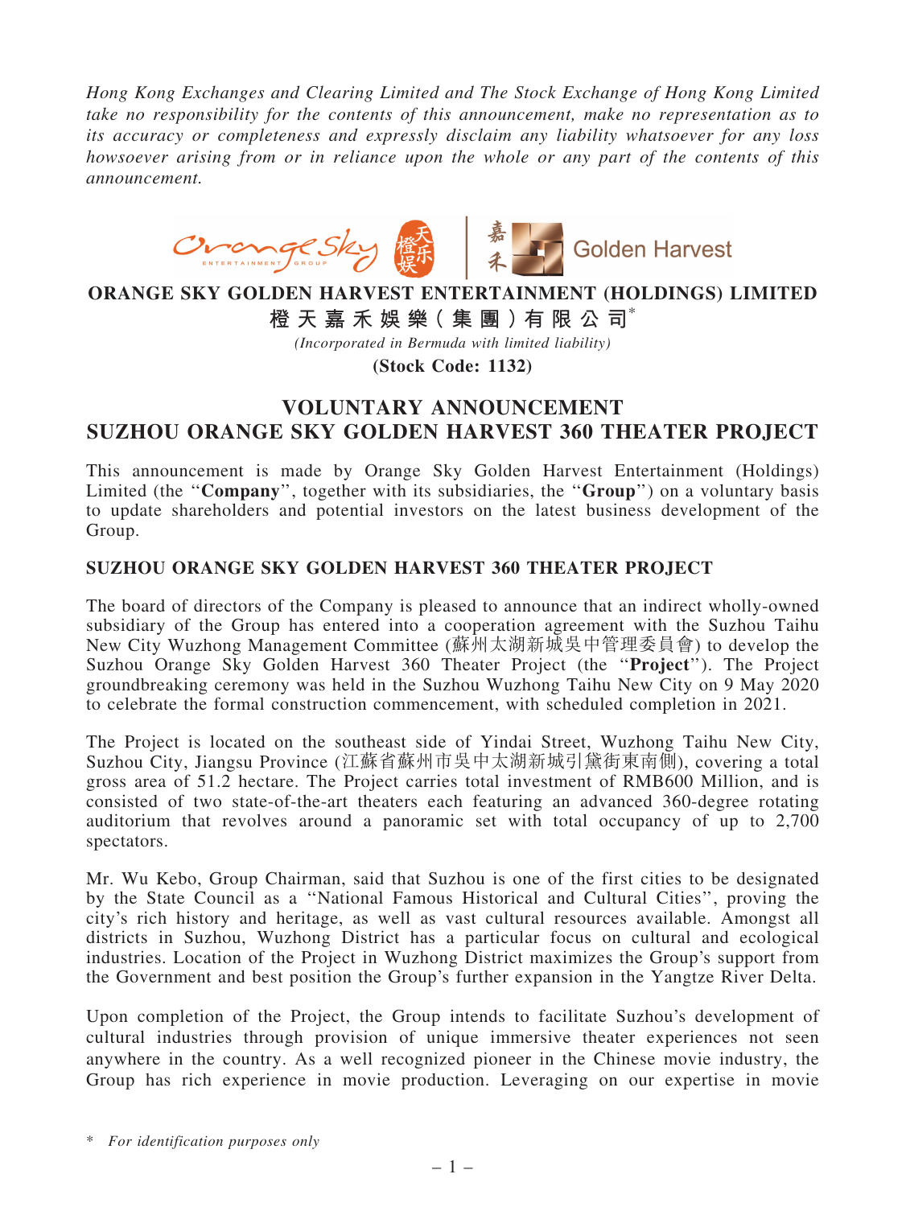*Hong Kong Exchanges and Clearing Limited and The Stock Exchange of Hong Kong Limited take no responsibility for the contents of this announcement, make no representation as to its accuracy or completeness and expressly disclaim any liability whatsoever for any loss howsoever arising from or in reliance upon the whole or any part of the contents of this announcement.*

**ORANGE SKY GOLDEN HARVEST ENTERTAINMENT (HOLDINGS) LIMITED**

**橙天嘉禾娛樂（集團）有限公司***

*(Incorporated in Bermuda with limited liability)*

**(Stock Code: 1132)**

# VOLUNTARY ANNOUNCEMENT
# SUZHOU ORANGE SKY GOLDEN HARVEST 360 THEATER PROJECT

This announcement is made by Orange Sky Golden Harvest Entertainment (Holdings) Limited (the "**Company**", together with its subsidiaries, the "**Group**") on a voluntary basis to update shareholders and potential investors on the latest business development of the Group.

## SUZHOU ORANGE SKY GOLDEN HARVEST 360 THEATER PROJECT

The board of directors of the Company is pleased to announce that an indirect wholly-owned subsidiary of the Group has entered into a cooperation agreement with the Suzhou Taihu New City Wuzhong Management Committee (蘇州太湖新城吳中管理委員會) to develop the Suzhou Orange Sky Golden Harvest 360 Theater Project (the "**Project**"). The Project groundbreaking ceremony was held in the Suzhou Wuzhong Taihu New City on 9 May 2020 to celebrate the formal construction commencement, with scheduled completion in 2021.

The Project is located on the southeast side of Yindai Street, Wuzhong Taihu New City, Suzhou City, Jiangsu Province (江蘇省蘇州市吳中太湖新城引黛街東南側), covering a total gross area of 51.2 hectare. The Project carries total investment of RMB600 Million, and is consisted of two state-of-the-art theaters each featuring an advanced 360-degree rotating auditorium that revolves around a panoramic set with total occupancy of up to 2,700 spectators.

Mr. Wu Kebo, Group Chairman, said that Suzhou is one of the first cities to be designated by the State Council as a "National Famous Historical and Cultural Cities", proving the city's rich history and heritage, as well as vast cultural resources available. Amongst all districts in Suzhou, Wuzhong District has a particular focus on cultural and ecological industries. Location of the Project in Wuzhong District maximizes the Group's support from the Government and best position the Group's further expansion in the Yangtze River Delta.

Upon completion of the Project, the Group intends to facilitate Suzhou's development of cultural industries through provision of unique immersive theater experiences not seen anywhere in the country. As a well recognized pioneer in the Chinese movie industry, the Group has rich experience in movie production. Leveraging on our expertise in movie

\* *For identification purposes only*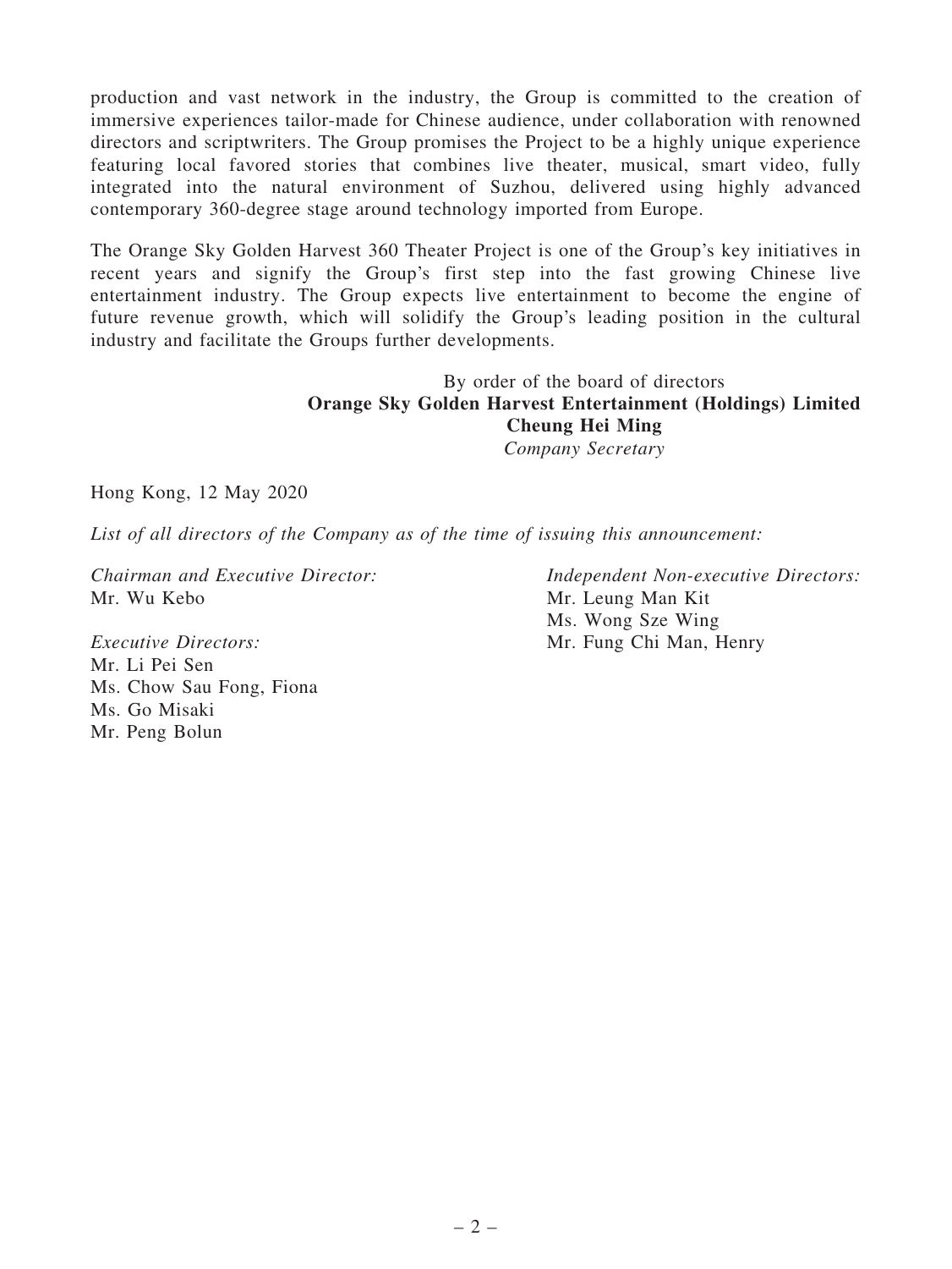production and vast network in the industry, the Group is committed to the creation of immersive experiences tailor-made for Chinese audience, under collaboration with renowned directors and scriptwriters. The Group promises the Project to be a highly unique experience featuring local favored stories that combines live theater, musical, smart video, fully integrated into the natural environment of Suzhou, delivered using highly advanced contemporary 360-degree stage around technology imported from Europe.

The Orange Sky Golden Harvest 360 Theater Project is one of the Group's key initiatives in recent years and signify the Group's first step into the fast growing Chinese live entertainment industry. The Group expects live entertainment to become the engine of future revenue growth, which will solidify the Group's leading position in the cultural industry and facilitate the Groups further developments.

By order of the board of directors
**Orange Sky Golden Harvest Entertainment (Holdings) Limited**
**Cheung Hei Ming**
*Company Secretary*

Hong Kong, 12 May 2020

*List of all directors of the Company as of the time of issuing this announcement:*

*Chairman and Executive Director:*
Mr. Wu Kebo

*Executive Directors:*
Mr. Li Pei Sen
Ms. Chow Sau Fong, Fiona
Ms. Go Misaki
Mr. Peng Bolun

*Independent Non-executive Directors:*
Mr. Leung Man Kit
Ms. Wong Sze Wing
Mr. Fung Chi Man, Henry